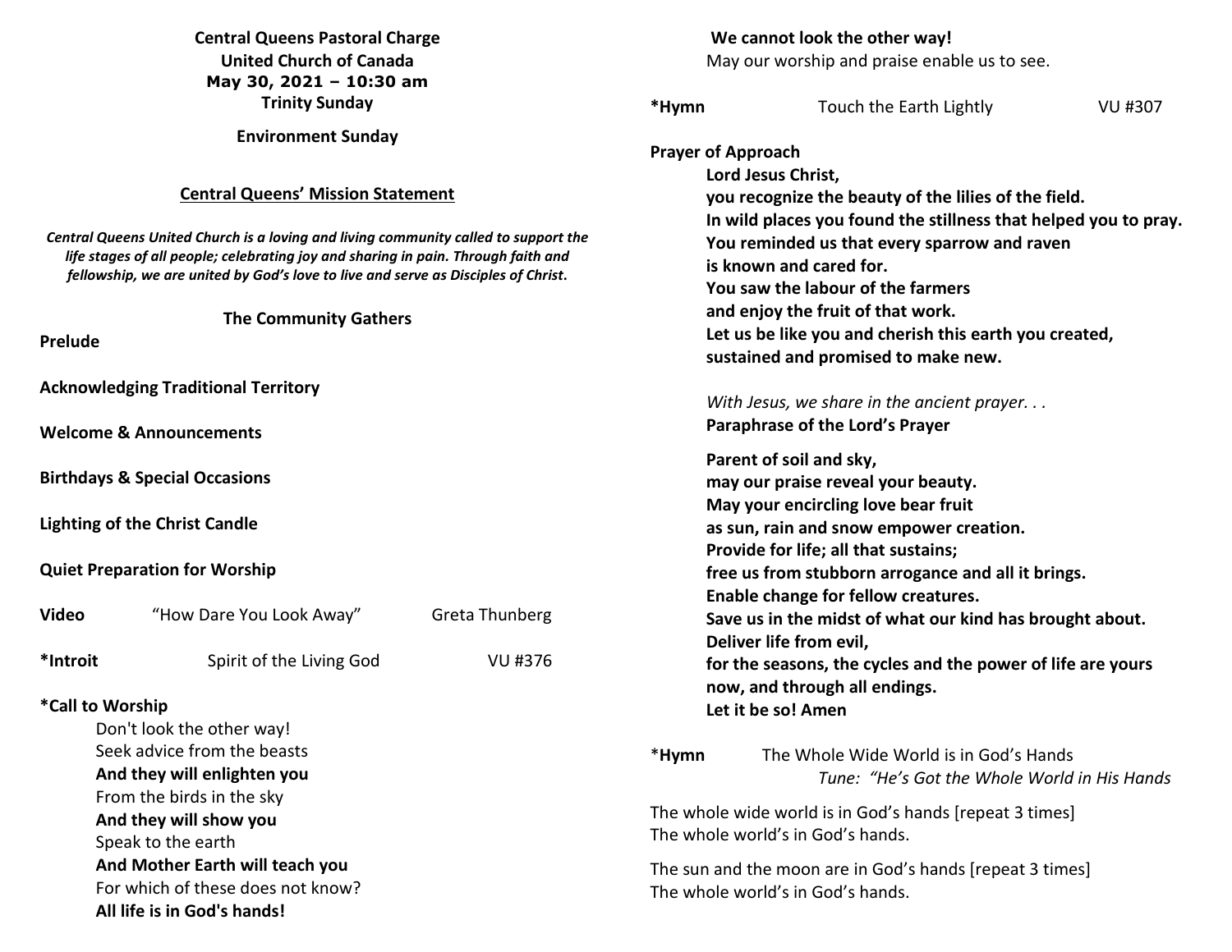**Central Queens Pastoral Charge**
**United Church of Canada**
**May 30, 2021 – 10:30 am**
**Trinity Sunday**

**Environment Sunday**

**Central Queens' Mission Statement**

***Central Queens United Church is a loving and living community called to support the life stages of all people; celebrating joy and sharing in pain. Through faith and fellowship, we are united by God's love to live and serve as Disciples of Christ.***

**The Community Gathers**

**Prelude**

**Acknowledging Traditional Territory**

**Welcome & Announcements**

**Birthdays & Special Occasions**

**Lighting of the Christ Candle**

**Quiet Preparation for Worship**

**Video** "How Dare You Look Away" Greta Thunberg

**\*Introit** Spirit of the Living God VU #376

**\*Call to Worship**

Don't look the other way!
Seek advice from the beasts
**And they will enlighten you**
From the birds in the sky
**And they will show you**
Speak to the earth
**And Mother Earth will teach you**
For which of these does not know?
**All life is in God's hands!**
**We cannot look the other way!**
May our worship and praise enable us to see.

**\*Hymn** Touch the Earth Lightly VU #307

**Prayer of Approach**

**Lord Jesus Christ,**
**you recognize the beauty of the lilies of the field.**
**In wild places you found the stillness that helped you to pray.**
**You reminded us that every sparrow and raven**
**is known and cared for.**
**You saw the labour of the farmers**
**and enjoy the fruit of that work.**
**Let us be like you and cherish this earth you created,**
**sustained and promised to make new.**

*With Jesus, we share in the ancient prayer. . .*
**Paraphrase of the Lord's Prayer**

**Parent of soil and sky,**
**may our praise reveal your beauty.**
**May your encircling love bear fruit**
**as sun, rain and snow empower creation.**
**Provide for life; all that sustains;**
**free us from stubborn arrogance and all it brings.**
**Enable change for fellow creatures.**
**Save us in the midst of what our kind has brought about.**
**Deliver life from evil,**
**for the seasons, the cycles and the power of life are yours**
**now, and through all endings.**
**Let it be so! Amen**

\***Hymn** The Whole Wide World is in God's Hands
*Tune: "He's Got the Whole World in His Hands*

The whole wide world is in God's hands [repeat 3 times]
The whole world's in God's hands.

The sun and the moon are in God's hands [repeat 3 times]
The whole world's in God's hands.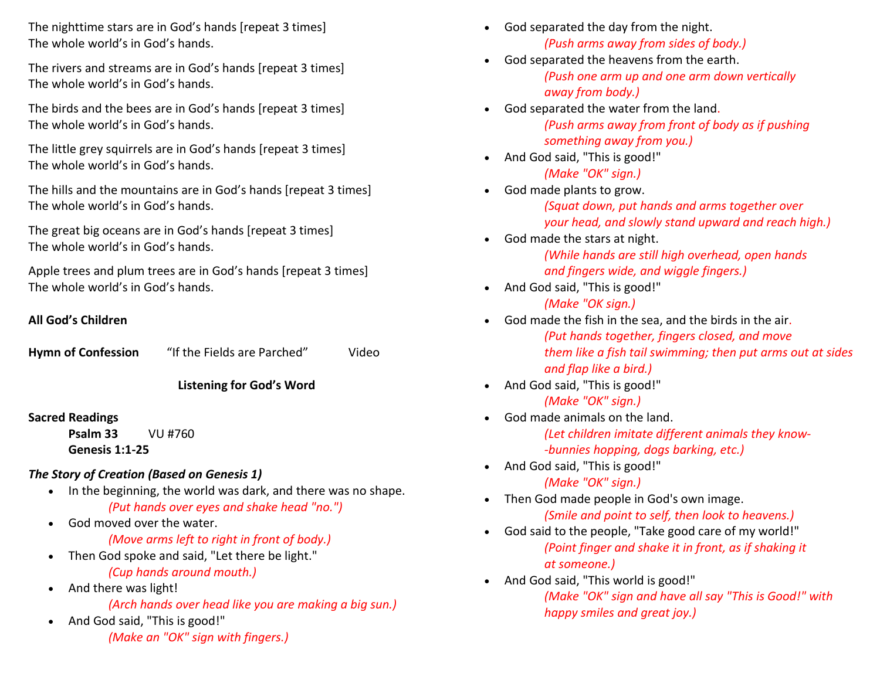The nighttime stars are in God's hands [repeat 3 times]
The whole world's in God's hands.

The rivers and streams are in God's hands [repeat 3 times]
The whole world's in God's hands.

The birds and the bees are in God's hands [repeat 3 times]
The whole world's in God's hands.

The little grey squirrels are in God's hands [repeat 3 times]
The whole world's in God's hands.

The hills and the mountains are in God's hands [repeat 3 times]
The whole world's in God's hands.

The great big oceans are in God's hands [repeat 3 times]
The whole world's in God's hands.

Apple trees and plum trees are in God's hands [repeat 3 times]
The whole world's in God's hands.

**All God's Children**

**Hymn of Confession** "If the Fields are Parched" Video

**Listening for God's Word**

**Sacred Readings**

**Psalm 33** VU #760
**Genesis 1:1-25**

***The Story of Creation (Based on Genesis 1)***

- In the beginning, the world was dark, and there was no shape.
  *(Put hands over eyes and shake head "no.")*
- God moved over the water.
  *(Move arms left to right in front of body.)*
- Then God spoke and said, "Let there be light."
  *(Cup hands around mouth.)*
- And there was light!
  *(Arch hands over head like you are making a big sun.)*
- And God said, "This is good!"
  *(Make an "OK" sign with fingers.)*
- God separated the day from the night.
  *(Push arms away from sides of body.)*
- God separated the heavens from the earth.
  *(Push one arm up and one arm down vertically away from body.)*
- God separated the water from the land.
  *(Push arms away from front of body as if pushing something away from you.)*
- And God said, "This is good!"
  *(Make "OK" sign.)*
- God made plants to grow.
  *(Squat down, put hands and arms together over your head, and slowly stand upward and reach high.)*
- God made the stars at night.
  *(While hands are still high overhead, open hands and fingers wide, and wiggle fingers.)*
- And God said, "This is good!"
  *(Make "OK sign.)*
- God made the fish in the sea, and the birds in the air.
  *(Put hands together, fingers closed, and move them like a fish tail swimming; then put arms out at sides and flap like a bird.)*
- And God said, "This is good!"
  *(Make "OK" sign.)*
- God made animals on the land.
  *(Let children imitate different animals they know--bunnies hopping, dogs barking, etc.)*
- And God said, "This is good!"
  *(Make "OK" sign.)*
- Then God made people in God's own image.
  *(Smile and point to self, then look to heavens.)*
- God said to the people, "Take good care of my world!"
  *(Point finger and shake it in front, as if shaking it at someone.)*
- And God said, "This world is good!"
  *(Make "OK" sign and have all say "This is Good!" with happy smiles and great joy.)*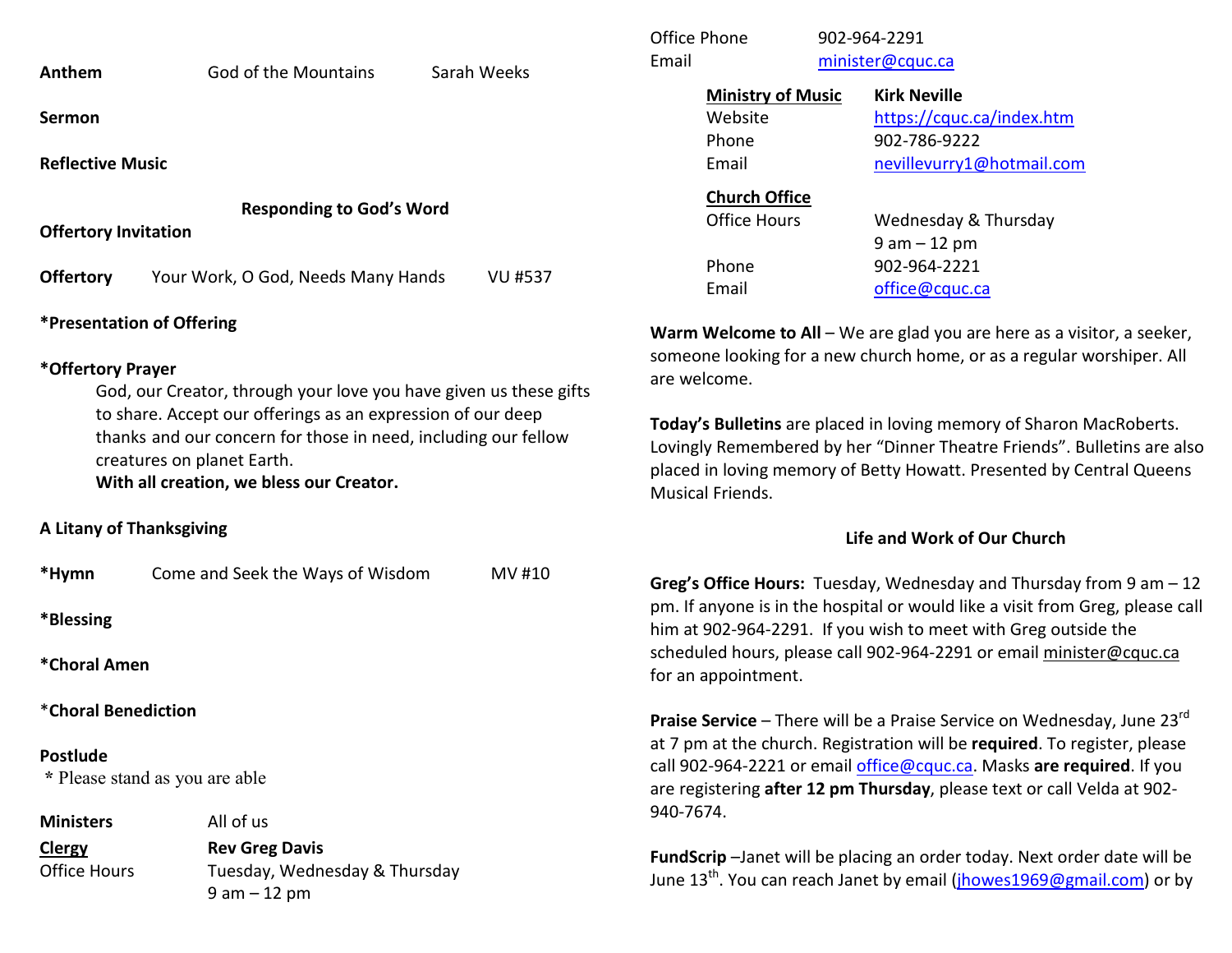**Anthem** God of the Mountains Sarah Weeks

**Sermon**

**Reflective Music**

**Responding to God's Word**

**Offertory Invitation**

**Offertory** Your Work, O God, Needs Many Hands VU #537

**\*Presentation of Offering**

**\*Offertory Prayer**

God, our Creator, through your love you have given us these gifts to share. Accept our offerings as an expression of our deep thanks and our concern for those in need, including our fellow creatures on planet Earth.
**With all creation, we bless our Creator.**

**A Litany of Thanksgiving**

**\*Hymn** Come and Seek the Ways of Wisdom MV #10

**\*Blessing**

**\*Choral Amen**

\***Choral Benediction**

**Postlude**

\* Please stand as you are able

| | |
|---|---|
| **Ministers** | All of us |
| **Clergy** | **Rev Greg Davis** |
| Office Hours | Tuesday, Wednesday & Thursday<br>9 am – 12 pm |
| Office Phone | 902-964-2291 |
| Email | minister@cquc.ca |
| **Ministry of Music** | **Kirk Neville** |
| Website | https://cquc.ca/index.htm |
| Phone | 902-786-9222 |
| Email | nevillevurry1@hotmail.com |
| **Church Office** | |
| Office Hours | Wednesday & Thursday<br>9 am – 12 pm |
| Phone | 902-964-2221 |
| Email | office@cquc.ca |

**Warm Welcome to All** – We are glad you are here as a visitor, a seeker, someone looking for a new church home, or as a regular worshiper. All are welcome.

**Today's Bulletins** are placed in loving memory of Sharon MacRoberts. Lovingly Remembered by her "Dinner Theatre Friends". Bulletins are also placed in loving memory of Betty Howatt. Presented by Central Queens Musical Friends.

**Life and Work of Our Church**

**Greg's Office Hours:** Tuesday, Wednesday and Thursday from 9 am – 12 pm. If anyone is in the hospital or would like a visit from Greg, please call him at 902-964-2291. If you wish to meet with Greg outside the scheduled hours, please call 902-964-2291 or email minister@cquc.ca for an appointment.

**Praise Service** – There will be a Praise Service on Wednesday, June 23rd at 7 pm at the church. Registration will be **required**. To register, please call 902-964-2221 or email office@cquc.ca. Masks **are required**. If you are registering **after 12 pm Thursday**, please text or call Velda at 902-940-7674.

**FundScrip** –Janet will be placing an order today. Next order date will be June 13th. You can reach Janet by email (jhowes1969@gmail.com) or by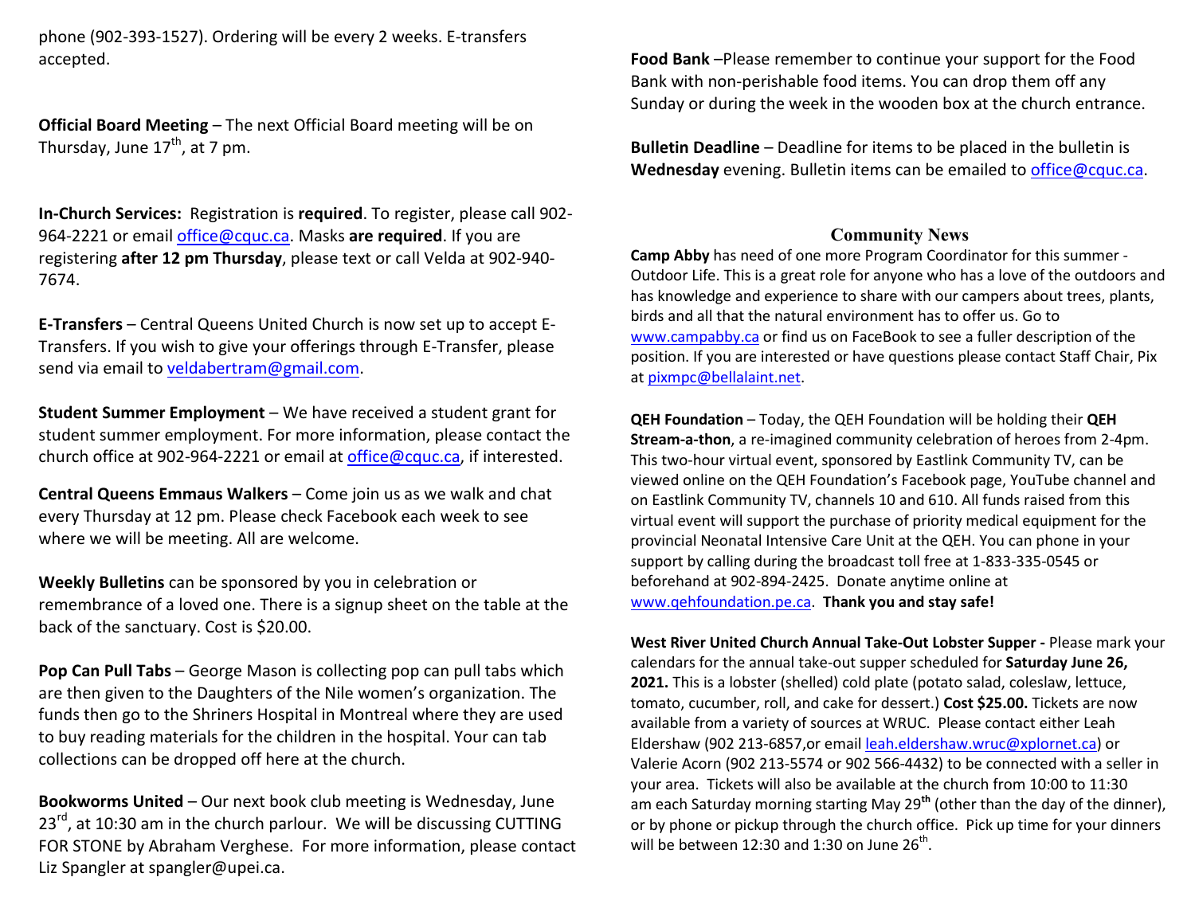phone (902-393-1527). Ordering will be every 2 weeks. E-transfers accepted.

**Official Board Meeting** – The next Official Board meeting will be on Thursday, June 17th, at 7 pm.

**In-Church Services:** Registration is **required**. To register, please call 902-964-2221 or email office@cquc.ca. Masks **are required**. If you are registering **after 12 pm Thursday**, please text or call Velda at 902-940-7674.

**E-Transfers** – Central Queens United Church is now set up to accept E-Transfers. If you wish to give your offerings through E-Transfer, please send via email to veldabertram@gmail.com.

**Student Summer Employment** – We have received a student grant for student summer employment. For more information, please contact the church office at 902-964-2221 or email at office@cquc.ca, if interested.

**Central Queens Emmaus Walkers** – Come join us as we walk and chat every Thursday at 12 pm. Please check Facebook each week to see where we will be meeting. All are welcome.

**Weekly Bulletins** can be sponsored by you in celebration or remembrance of a loved one. There is a signup sheet on the table at the back of the sanctuary. Cost is $20.00.

**Pop Can Pull Tabs** – George Mason is collecting pop can pull tabs which are then given to the Daughters of the Nile women's organization. The funds then go to the Shriners Hospital in Montreal where they are used to buy reading materials for the children in the hospital. Your can tab collections can be dropped off here at the church.

**Bookworms United** – Our next book club meeting is Wednesday, June 23rd, at 10:30 am in the church parlour. We will be discussing CUTTING FOR STONE by Abraham Verghese. For more information, please contact Liz Spangler at spangler@upei.ca.

**Food Bank** –Please remember to continue your support for the Food Bank with non-perishable food items. You can drop them off any Sunday or during the week in the wooden box at the church entrance.

**Bulletin Deadline** – Deadline for items to be placed in the bulletin is **Wednesday** evening. Bulletin items can be emailed to office@cquc.ca.

## Community News

**Camp Abby** has need of one more Program Coordinator for this summer - Outdoor Life. This is a great role for anyone who has a love of the outdoors and has knowledge and experience to share with our campers about trees, plants, birds and all that the natural environment has to offer us. Go to www.campabby.ca or find us on FaceBook to see a fuller description of the position. If you are interested or have questions please contact Staff Chair, Pix at pixmpc@bellalaint.net.

**QEH Foundation** – Today, the QEH Foundation will be holding their **QEH Stream-a-thon**, a re-imagined community celebration of heroes from 2-4pm. This two-hour virtual event, sponsored by Eastlink Community TV, can be viewed online on the QEH Foundation's Facebook page, YouTube channel and on Eastlink Community TV, channels 10 and 610. All funds raised from this virtual event will support the purchase of priority medical equipment for the provincial Neonatal Intensive Care Unit at the QEH. You can phone in your support by calling during the broadcast toll free at 1-833-335-0545 or beforehand at 902-894-2425. Donate anytime online at www.qehfoundation.pe.ca. **Thank you and stay safe!**

**West River United Church Annual Take-Out Lobster Supper -** Please mark your calendars for the annual take-out supper scheduled for **Saturday June 26, 2021.** This is a lobster (shelled) cold plate (potato salad, coleslaw, lettuce, tomato, cucumber, roll, and cake for dessert.) **Cost $25.00.** Tickets are now available from a variety of sources at WRUC. Please contact either Leah Eldershaw (902 213-6857,or email leah.eldershaw.wruc@xplornet.ca) or Valerie Acorn (902 213-5574 or 902 566-4432) to be connected with a seller in your area. Tickets will also be available at the church from 10:00 to 11:30 am each Saturday morning starting May 29th (other than the day of the dinner), or by phone or pickup through the church office. Pick up time for your dinners will be between 12:30 and 1:30 on June 26th.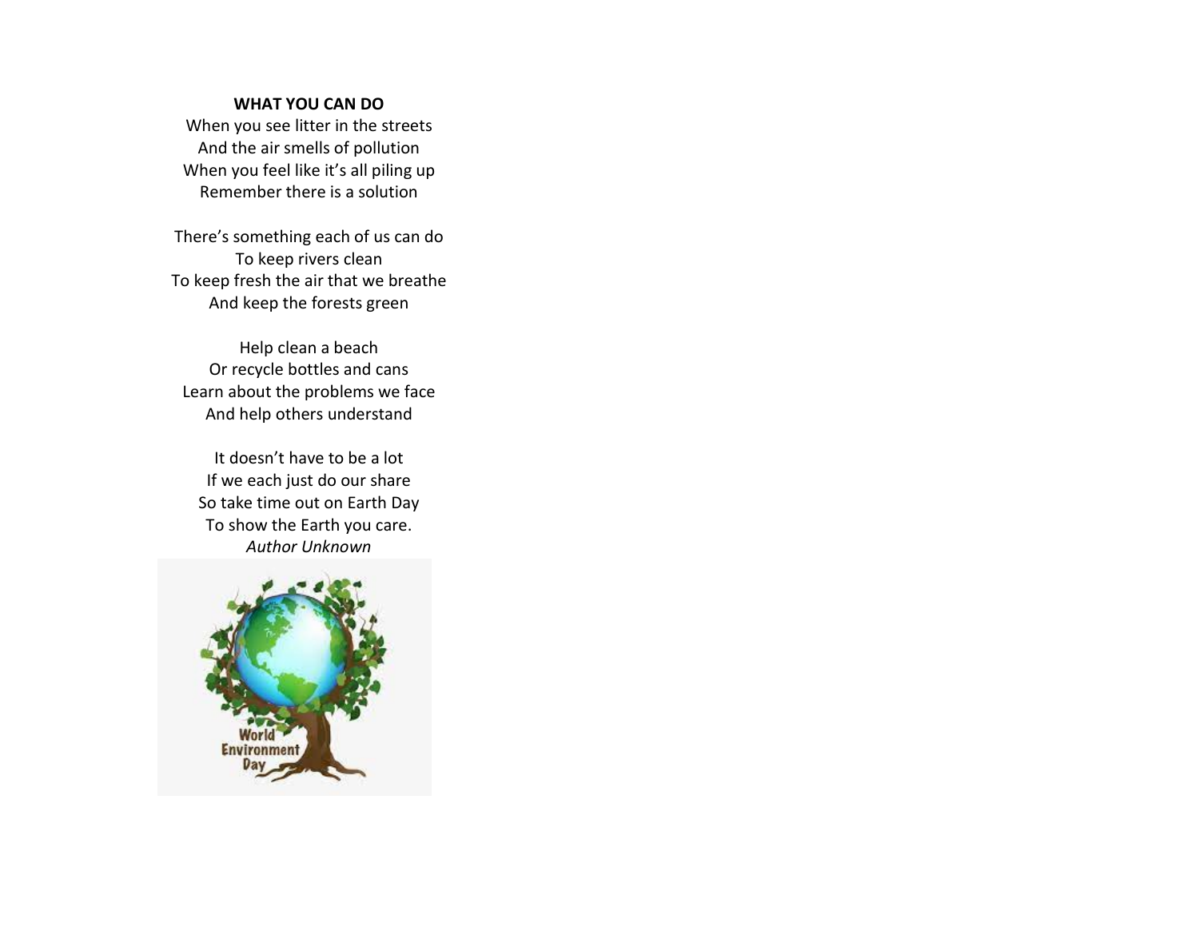**WHAT YOU CAN DO**

When you see litter in the streets
And the air smells of pollution
When you feel like it's all piling up
Remember there is a solution

There's something each of us can do
To keep rivers clean
To keep fresh the air that we breathe
And keep the forests green

Help clean a beach
Or recycle bottles and cans
Learn about the problems we face
And help others understand

It doesn't have to be a lot
If we each just do our share
So take time out on Earth Day
To show the Earth you care.

*Author Unknown*